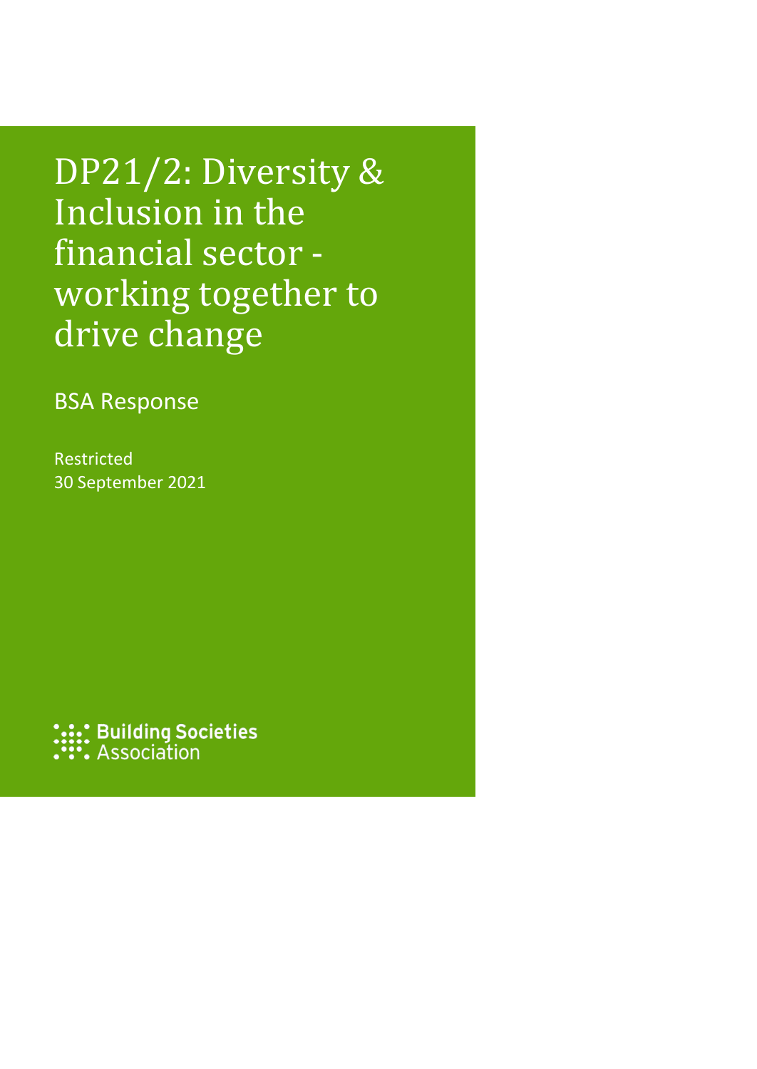# DP21/2: Diversity & Inclusion in the financial sector - working together to drive change

BSA Response

Restricted
30 September 2021

Building Societies Association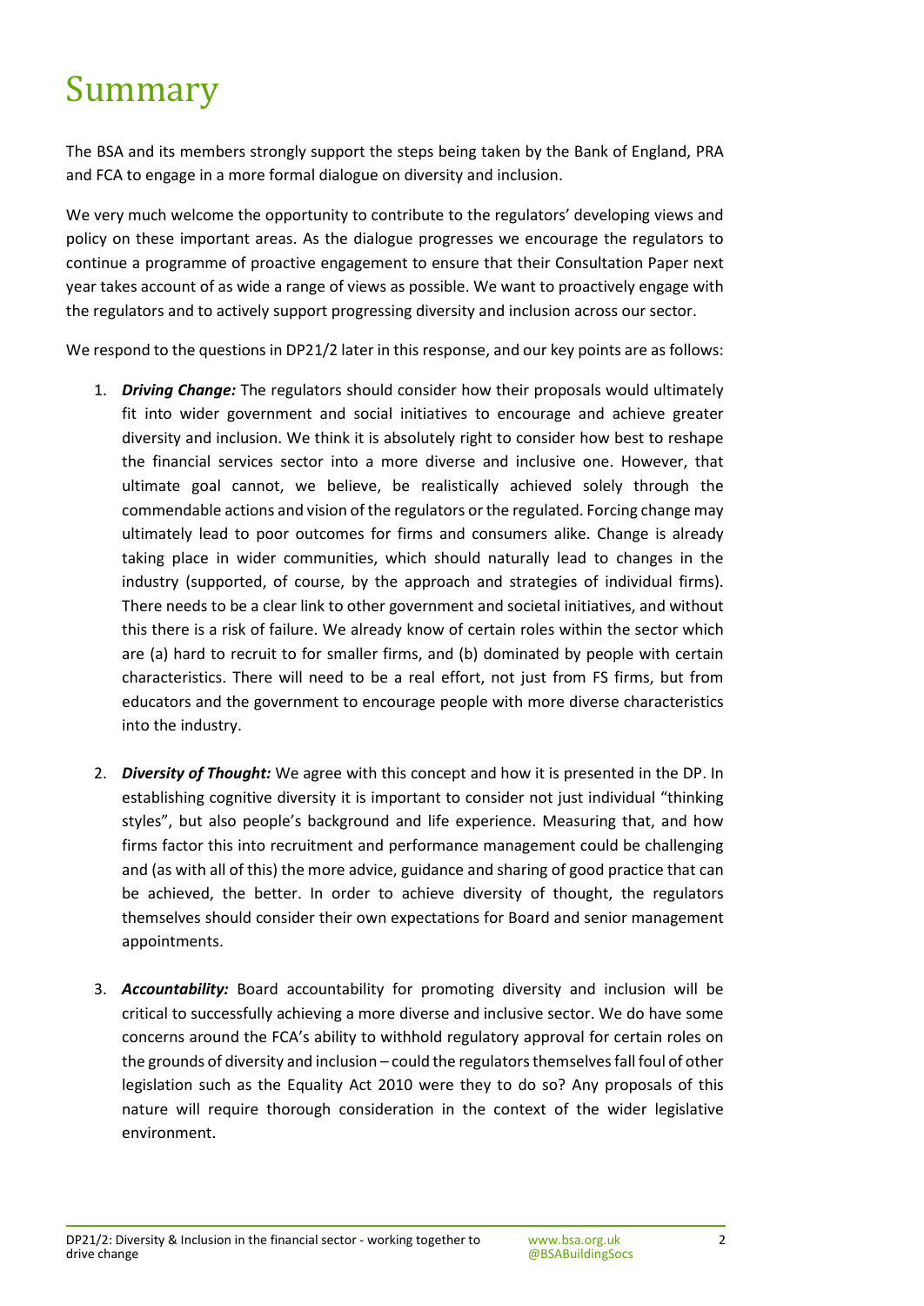# Summary

The BSA and its members strongly support the steps being taken by the Bank of England, PRA and FCA to engage in a more formal dialogue on diversity and inclusion.

We very much welcome the opportunity to contribute to the regulators' developing views and policy on these important areas. As the dialogue progresses we encourage the regulators to continue a programme of proactive engagement to ensure that their Consultation Paper next year takes account of as wide a range of views as possible. We want to proactively engage with the regulators and to actively support progressing diversity and inclusion across our sector.

We respond to the questions in DP21/2 later in this response, and our key points are as follows:

1. ***Driving Change:*** The regulators should consider how their proposals would ultimately fit into wider government and social initiatives to encourage and achieve greater diversity and inclusion. We think it is absolutely right to consider how best to reshape the financial services sector into a more diverse and inclusive one. However, that ultimate goal cannot, we believe, be realistically achieved solely through the commendable actions and vision of the regulators or the regulated. Forcing change may ultimately lead to poor outcomes for firms and consumers alike. Change is already taking place in wider communities, which should naturally lead to changes in the industry (supported, of course, by the approach and strategies of individual firms). There needs to be a clear link to other government and societal initiatives, and without this there is a risk of failure. We already know of certain roles within the sector which are (a) hard to recruit to for smaller firms, and (b) dominated by people with certain characteristics. There will need to be a real effort, not just from FS firms, but from educators and the government to encourage people with more diverse characteristics into the industry.

2. ***Diversity of Thought:*** We agree with this concept and how it is presented in the DP. In establishing cognitive diversity it is important to consider not just individual "thinking styles", but also people's background and life experience. Measuring that, and how firms factor this into recruitment and performance management could be challenging and (as with all of this) the more advice, guidance and sharing of good practice that can be achieved, the better. In order to achieve diversity of thought, the regulators themselves should consider their own expectations for Board and senior management appointments.

3. ***Accountability:*** Board accountability for promoting diversity and inclusion will be critical to successfully achieving a more diverse and inclusive sector. We do have some concerns around the FCA's ability to withhold regulatory approval for certain roles on the grounds of diversity and inclusion – could the regulators themselves fall foul of other legislation such as the Equality Act 2010 were they to do so? Any proposals of this nature will require thorough consideration in the context of the wider legislative environment.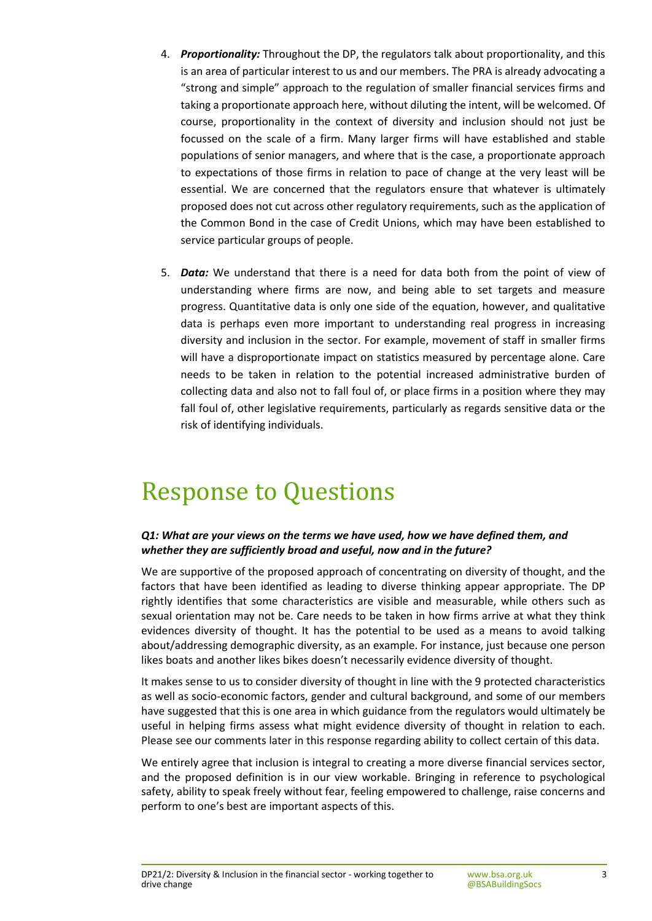4. ***Proportionality:*** Throughout the DP, the regulators talk about proportionality, and this is an area of particular interest to us and our members. The PRA is already advocating a "strong and simple" approach to the regulation of smaller financial services firms and taking a proportionate approach here, without diluting the intent, will be welcomed. Of course, proportionality in the context of diversity and inclusion should not just be focussed on the scale of a firm. Many larger firms will have established and stable populations of senior managers, and where that is the case, a proportionate approach to expectations of those firms in relation to pace of change at the very least will be essential. We are concerned that the regulators ensure that whatever is ultimately proposed does not cut across other regulatory requirements, such as the application of the Common Bond in the case of Credit Unions, which may have been established to service particular groups of people.

5. ***Data:*** We understand that there is a need for data both from the point of view of understanding where firms are now, and being able to set targets and measure progress. Quantitative data is only one side of the equation, however, and qualitative data is perhaps even more important to understanding real progress in increasing diversity and inclusion in the sector. For example, movement of staff in smaller firms will have a disproportionate impact on statistics measured by percentage alone. Care needs to be taken in relation to the potential increased administrative burden of collecting data and also not to fall foul of, or place firms in a position where they may fall foul of, other legislative requirements, particularly as regards sensitive data or the risk of identifying individuals.

# Response to Questions

***Q1: What are your views on the terms we have used, how we have defined them, and whether they are sufficiently broad and useful, now and in the future?***

We are supportive of the proposed approach of concentrating on diversity of thought, and the factors that have been identified as leading to diverse thinking appear appropriate. The DP rightly identifies that some characteristics are visible and measurable, while others such as sexual orientation may not be. Care needs to be taken in how firms arrive at what they think evidences diversity of thought. It has the potential to be used as a means to avoid talking about/addressing demographic diversity, as an example. For instance, just because one person likes boats and another likes bikes doesn't necessarily evidence diversity of thought.

It makes sense to us to consider diversity of thought in line with the 9 protected characteristics as well as socio-economic factors, gender and cultural background, and some of our members have suggested that this is one area in which guidance from the regulators would ultimately be useful in helping firms assess what might evidence diversity of thought in relation to each. Please see our comments later in this response regarding ability to collect certain of this data.

We entirely agree that inclusion is integral to creating a more diverse financial services sector, and the proposed definition is in our view workable. Bringing in reference to psychological safety, ability to speak freely without fear, feeling empowered to challenge, raise concerns and perform to one's best are important aspects of this.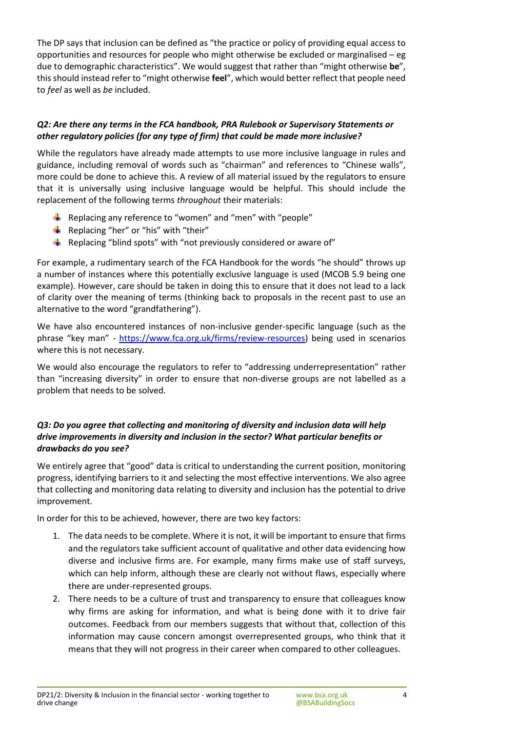The DP says that inclusion can be defined as "the practice or policy of providing equal access to opportunities and resources for people who might otherwise be excluded or marginalised – eg due to demographic characteristics". We would suggest that rather than "might otherwise **be**", this should instead refer to "might otherwise **feel**", which would better reflect that people need to *feel* as well as *be* included.

***Q2: Are there any terms in the FCA handbook, PRA Rulebook or Supervisory Statements or other regulatory policies (for any type of firm) that could be made more inclusive?***

While the regulators have already made attempts to use more inclusive language in rules and guidance, including removal of words such as "chairman" and references to "Chinese walls", more could be done to achieve this. A review of all material issued by the regulators to ensure that it is universally using inclusive language would be helpful. This should include the replacement of the following terms *throughout* their materials:

- Replacing any reference to "women" and "men" with "people"
- Replacing "her" or "his" with "their"
- Replacing "blind spots" with "not previously considered or aware of"

For example, a rudimentary search of the FCA Handbook for the words "he should" throws up a number of instances where this potentially exclusive language is used (MCOB 5.9 being one example). However, care should be taken in doing this to ensure that it does not lead to a lack of clarity over the meaning of terms (thinking back to proposals in the recent past to use an alternative to the word "grandfathering").

We have also encountered instances of non-inclusive gender-specific language (such as the phrase "key man" - https://www.fca.org.uk/firms/review-resources) being used in scenarios where this is not necessary.

We would also encourage the regulators to refer to "addressing underrepresentation" rather than "increasing diversity" in order to ensure that non-diverse groups are not labelled as a problem that needs to be solved.

***Q3: Do you agree that collecting and monitoring of diversity and inclusion data will help drive improvements in diversity and inclusion in the sector? What particular benefits or drawbacks do you see?***

We entirely agree that "good" data is critical to understanding the current position, monitoring progress, identifying barriers to it and selecting the most effective interventions. We also agree that collecting and monitoring data relating to diversity and inclusion has the potential to drive improvement.

In order for this to be achieved, however, there are two key factors:

1. The data needs to be complete. Where it is not, it will be important to ensure that firms and the regulators take sufficient account of qualitative and other data evidencing how diverse and inclusive firms are. For example, many firms make use of staff surveys, which can help inform, although these are clearly not without flaws, especially where there are under-represented groups.
2. There needs to be a culture of trust and transparency to ensure that colleagues know why firms are asking for information, and what is being done with it to drive fair outcomes. Feedback from our members suggests that without that, collection of this information may cause concern amongst overrepresented groups, who think that it means that they will not progress in their career when compared to other colleagues.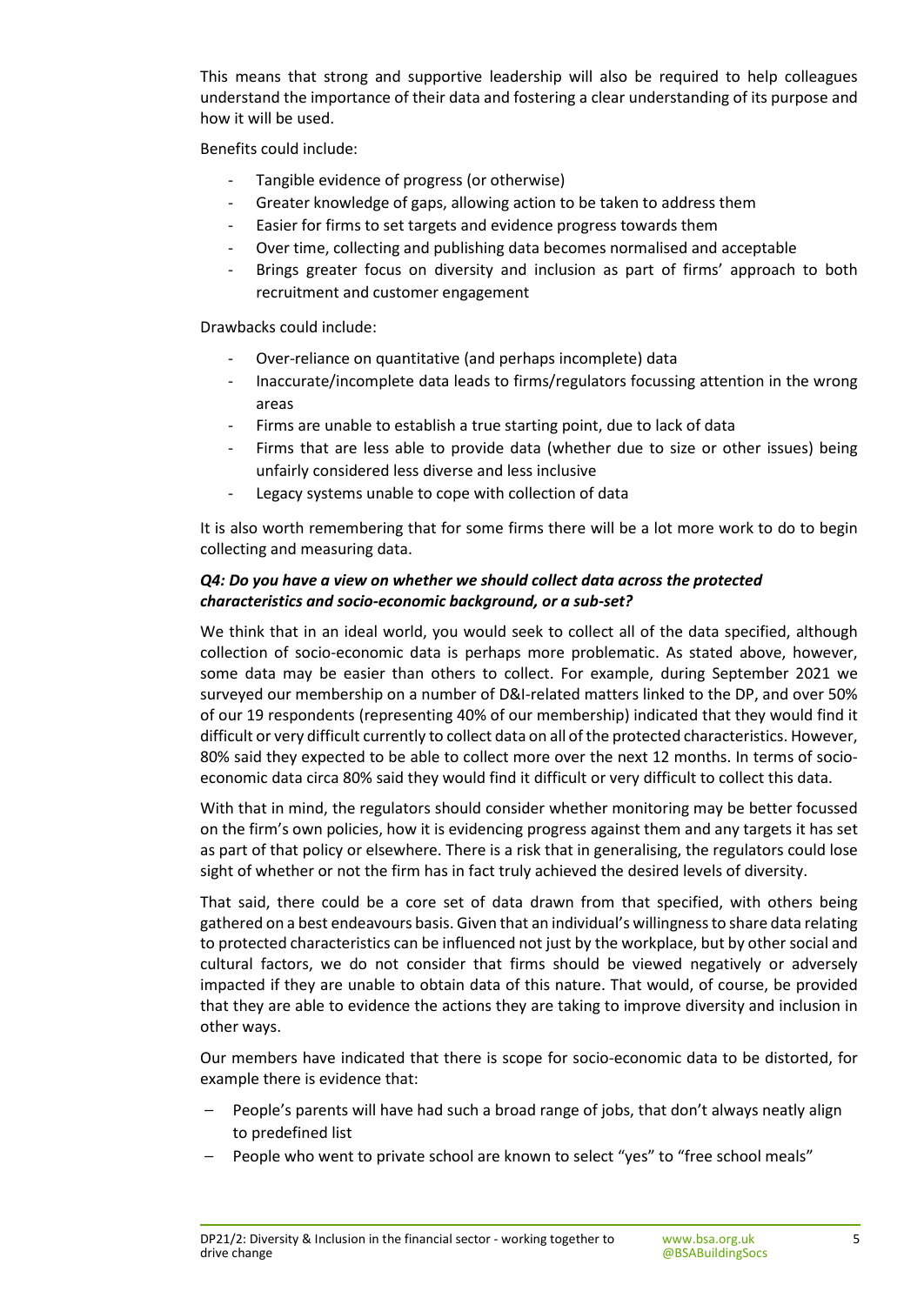This means that strong and supportive leadership will also be required to help colleagues understand the importance of their data and fostering a clear understanding of its purpose and how it will be used.

Benefits could include:

- Tangible evidence of progress (or otherwise)
- Greater knowledge of gaps, allowing action to be taken to address them
- Easier for firms to set targets and evidence progress towards them
- Over time, collecting and publishing data becomes normalised and acceptable
- Brings greater focus on diversity and inclusion as part of firms' approach to both recruitment and customer engagement

Drawbacks could include:

- Over-reliance on quantitative (and perhaps incomplete) data
- Inaccurate/incomplete data leads to firms/regulators focussing attention in the wrong areas
- Firms are unable to establish a true starting point, due to lack of data
- Firms that are less able to provide data (whether due to size or other issues) being unfairly considered less diverse and less inclusive
- Legacy systems unable to cope with collection of data

It is also worth remembering that for some firms there will be a lot more work to do to begin collecting and measuring data.

***Q4: Do you have a view on whether we should collect data across the protected characteristics and socio-economic background, or a sub-set?***

We think that in an ideal world, you would seek to collect all of the data specified, although collection of socio-economic data is perhaps more problematic. As stated above, however, some data may be easier than others to collect. For example, during September 2021 we surveyed our membership on a number of D&I-related matters linked to the DP, and over 50% of our 19 respondents (representing 40% of our membership) indicated that they would find it difficult or very difficult currently to collect data on all of the protected characteristics. However, 80% said they expected to be able to collect more over the next 12 months. In terms of socio-economic data circa 80% said they would find it difficult or very difficult to collect this data.

With that in mind, the regulators should consider whether monitoring may be better focussed on the firm's own policies, how it is evidencing progress against them and any targets it has set as part of that policy or elsewhere. There is a risk that in generalising, the regulators could lose sight of whether or not the firm has in fact truly achieved the desired levels of diversity.

That said, there could be a core set of data drawn from that specified, with others being gathered on a best endeavours basis. Given that an individual's willingness to share data relating to protected characteristics can be influenced not just by the workplace, but by other social and cultural factors, we do not consider that firms should be viewed negatively or adversely impacted if they are unable to obtain data of this nature. That would, of course, be provided that they are able to evidence the actions they are taking to improve diversity and inclusion in other ways.

Our members have indicated that there is scope for socio-economic data to be distorted, for example there is evidence that:

- People's parents will have had such a broad range of jobs, that don't always neatly align to predefined list
- People who went to private school are known to select "yes" to "free school meals"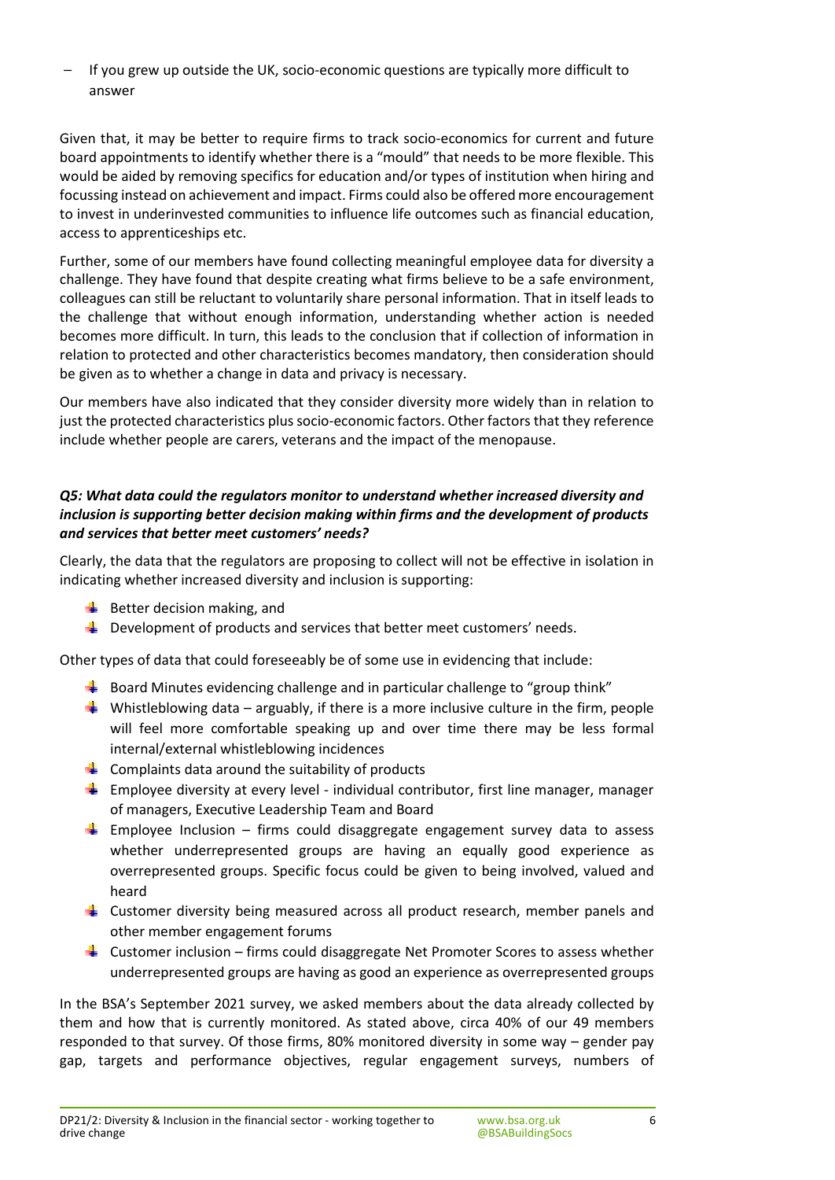- If you grew up outside the UK, socio-economic questions are typically more difficult to answer

Given that, it may be better to require firms to track socio-economics for current and future board appointments to identify whether there is a "mould" that needs to be more flexible. This would be aided by removing specifics for education and/or types of institution when hiring and focussing instead on achievement and impact. Firms could also be offered more encouragement to invest in underinvested communities to influence life outcomes such as financial education, access to apprenticeships etc.

Further, some of our members have found collecting meaningful employee data for diversity a challenge. They have found that despite creating what firms believe to be a safe environment, colleagues can still be reluctant to voluntarily share personal information. That in itself leads to the challenge that without enough information, understanding whether action is needed becomes more difficult. In turn, this leads to the conclusion that if collection of information in relation to protected and other characteristics becomes mandatory, then consideration should be given as to whether a change in data and privacy is necessary.

Our members have also indicated that they consider diversity more widely than in relation to just the protected characteristics plus socio-economic factors. Other factors that they reference include whether people are carers, veterans and the impact of the menopause.

***Q5: What data could the regulators monitor to understand whether increased diversity and inclusion is supporting better decision making within firms and the development of products and services that better meet customers' needs?***

Clearly, the data that the regulators are proposing to collect will not be effective in isolation in indicating whether increased diversity and inclusion is supporting:

- Better decision making, and
- Development of products and services that better meet customers' needs.

Other types of data that could foreseeably be of some use in evidencing that include:

- Board Minutes evidencing challenge and in particular challenge to "group think"
- Whistleblowing data – arguably, if there is a more inclusive culture in the firm, people will feel more comfortable speaking up and over time there may be less formal internal/external whistleblowing incidences
- Complaints data around the suitability of products
- Employee diversity at every level - individual contributor, first line manager, manager of managers, Executive Leadership Team and Board
- Employee Inclusion – firms could disaggregate engagement survey data to assess whether underrepresented groups are having an equally good experience as overrepresented groups. Specific focus could be given to being involved, valued and heard
- Customer diversity being measured across all product research, member panels and other member engagement forums
- Customer inclusion – firms could disaggregate Net Promoter Scores to assess whether underrepresented groups are having as good an experience as overrepresented groups

In the BSA's September 2021 survey, we asked members about the data already collected by them and how that is currently monitored. As stated above, circa 40% of our 49 members responded to that survey. Of those firms, 80% monitored diversity in some way – gender pay gap, targets and performance objectives, regular engagement surveys, numbers of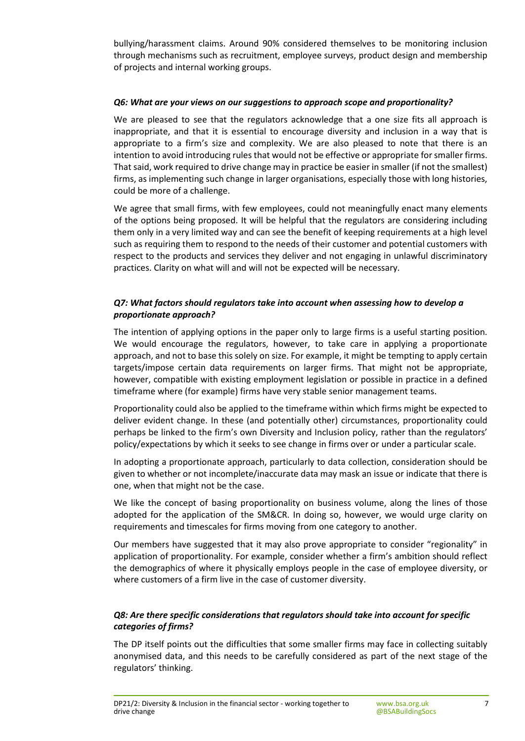bullying/harassment claims. Around 90% considered themselves to be monitoring inclusion through mechanisms such as recruitment, employee surveys, product design and membership of projects and internal working groups.

***Q6: What are your views on our suggestions to approach scope and proportionality?***

We are pleased to see that the regulators acknowledge that a one size fits all approach is inappropriate, and that it is essential to encourage diversity and inclusion in a way that is appropriate to a firm's size and complexity. We are also pleased to note that there is an intention to avoid introducing rules that would not be effective or appropriate for smaller firms. That said, work required to drive change may in practice be easier in smaller (if not the smallest) firms, as implementing such change in larger organisations, especially those with long histories, could be more of a challenge.

We agree that small firms, with few employees, could not meaningfully enact many elements of the options being proposed. It will be helpful that the regulators are considering including them only in a very limited way and can see the benefit of keeping requirements at a high level such as requiring them to respond to the needs of their customer and potential customers with respect to the products and services they deliver and not engaging in unlawful discriminatory practices. Clarity on what will and will not be expected will be necessary.

***Q7: What factors should regulators take into account when assessing how to develop a proportionate approach?***

The intention of applying options in the paper only to large firms is a useful starting position. We would encourage the regulators, however, to take care in applying a proportionate approach, and not to base this solely on size. For example, it might be tempting to apply certain targets/impose certain data requirements on larger firms. That might not be appropriate, however, compatible with existing employment legislation or possible in practice in a defined timeframe where (for example) firms have very stable senior management teams.

Proportionality could also be applied to the timeframe within which firms might be expected to deliver evident change. In these (and potentially other) circumstances, proportionality could perhaps be linked to the firm's own Diversity and Inclusion policy, rather than the regulators' policy/expectations by which it seeks to see change in firms over or under a particular scale.

In adopting a proportionate approach, particularly to data collection, consideration should be given to whether or not incomplete/inaccurate data may mask an issue or indicate that there is one, when that might not be the case.

We like the concept of basing proportionality on business volume, along the lines of those adopted for the application of the SM&CR. In doing so, however, we would urge clarity on requirements and timescales for firms moving from one category to another.

Our members have suggested that it may also prove appropriate to consider "regionality" in application of proportionality. For example, consider whether a firm's ambition should reflect the demographics of where it physically employs people in the case of employee diversity, or where customers of a firm live in the case of customer diversity.

***Q8: Are there specific considerations that regulators should take into account for specific categories of firms?***

The DP itself points out the difficulties that some smaller firms may face in collecting suitably anonymised data, and this needs to be carefully considered as part of the next stage of the regulators' thinking.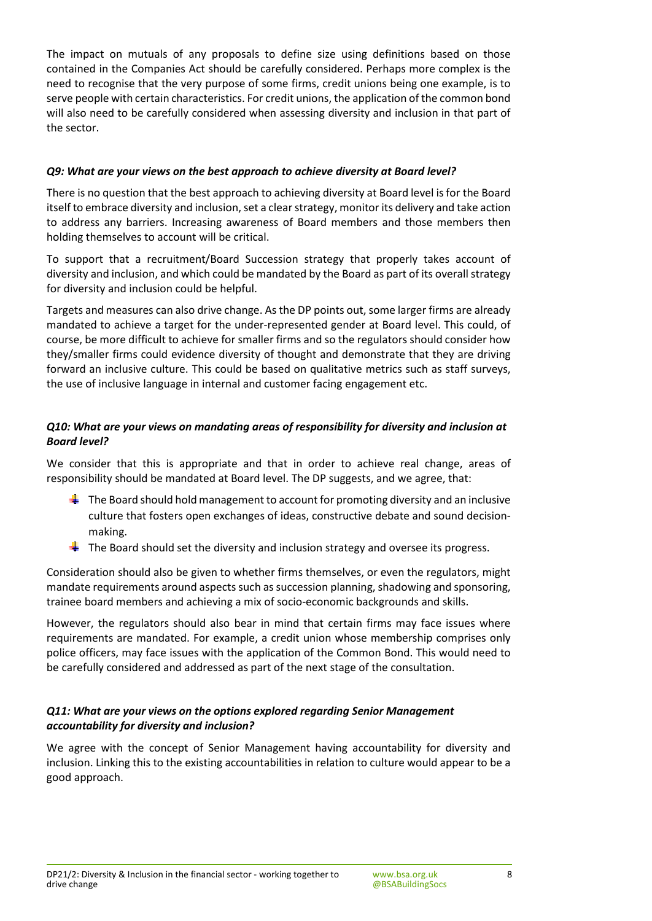The impact on mutuals of any proposals to define size using definitions based on those contained in the Companies Act should be carefully considered. Perhaps more complex is the need to recognise that the very purpose of some firms, credit unions being one example, is to serve people with certain characteristics. For credit unions, the application of the common bond will also need to be carefully considered when assessing diversity and inclusion in that part of the sector.

***Q9: What are your views on the best approach to achieve diversity at Board level?***

There is no question that the best approach to achieving diversity at Board level is for the Board itself to embrace diversity and inclusion, set a clear strategy, monitor its delivery and take action to address any barriers. Increasing awareness of Board members and those members then holding themselves to account will be critical.

To support that a recruitment/Board Succession strategy that properly takes account of diversity and inclusion, and which could be mandated by the Board as part of its overall strategy for diversity and inclusion could be helpful.

Targets and measures can also drive change. As the DP points out, some larger firms are already mandated to achieve a target for the under-represented gender at Board level. This could, of course, be more difficult to achieve for smaller firms and so the regulators should consider how they/smaller firms could evidence diversity of thought and demonstrate that they are driving forward an inclusive culture. This could be based on qualitative metrics such as staff surveys, the use of inclusive language in internal and customer facing engagement etc.

***Q10: What are your views on mandating areas of responsibility for diversity and inclusion at Board level?***

We consider that this is appropriate and that in order to achieve real change, areas of responsibility should be mandated at Board level. The DP suggests, and we agree, that:

- The Board should hold management to account for promoting diversity and an inclusive culture that fosters open exchanges of ideas, constructive debate and sound decision-making.
- The Board should set the diversity and inclusion strategy and oversee its progress.

Consideration should also be given to whether firms themselves, or even the regulators, might mandate requirements around aspects such as succession planning, shadowing and sponsoring, trainee board members and achieving a mix of socio-economic backgrounds and skills.

However, the regulators should also bear in mind that certain firms may face issues where requirements are mandated. For example, a credit union whose membership comprises only police officers, may face issues with the application of the Common Bond. This would need to be carefully considered and addressed as part of the next stage of the consultation.

***Q11: What are your views on the options explored regarding Senior Management accountability for diversity and inclusion?***

We agree with the concept of Senior Management having accountability for diversity and inclusion. Linking this to the existing accountabilities in relation to culture would appear to be a good approach.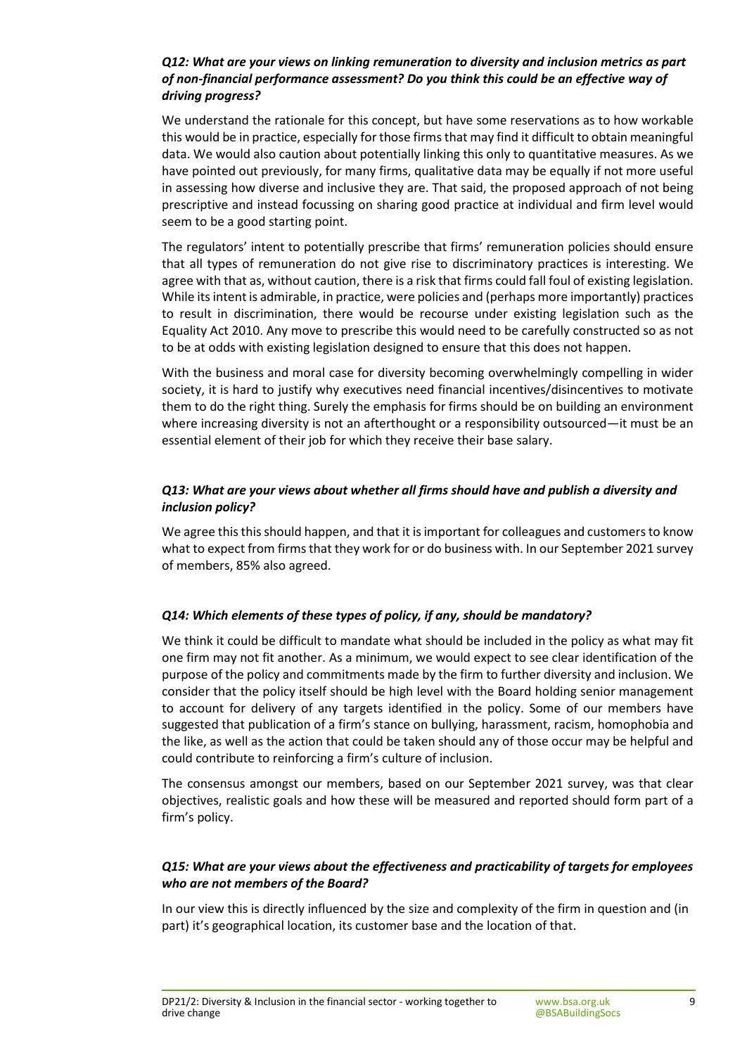***Q12: What are your views on linking remuneration to diversity and inclusion metrics as part of non-financial performance assessment? Do you think this could be an effective way of driving progress?***

We understand the rationale for this concept, but have some reservations as to how workable this would be in practice, especially for those firms that may find it difficult to obtain meaningful data. We would also caution about potentially linking this only to quantitative measures. As we have pointed out previously, for many firms, qualitative data may be equally if not more useful in assessing how diverse and inclusive they are. That said, the proposed approach of not being prescriptive and instead focussing on sharing good practice at individual and firm level would seem to be a good starting point.

The regulators' intent to potentially prescribe that firms' remuneration policies should ensure that all types of remuneration do not give rise to discriminatory practices is interesting. We agree with that as, without caution, there is a risk that firms could fall foul of existing legislation. While its intent is admirable, in practice, were policies and (perhaps more importantly) practices to result in discrimination, there would be recourse under existing legislation such as the Equality Act 2010. Any move to prescribe this would need to be carefully constructed so as not to be at odds with existing legislation designed to ensure that this does not happen.

With the business and moral case for diversity becoming overwhelmingly compelling in wider society, it is hard to justify why executives need financial incentives/disincentives to motivate them to do the right thing. Surely the emphasis for firms should be on building an environment where increasing diversity is not an afterthought or a responsibility outsourced—it must be an essential element of their job for which they receive their base salary.

***Q13: What are your views about whether all firms should have and publish a diversity and inclusion policy?***

We agree this this should happen, and that it is important for colleagues and customers to know what to expect from firms that they work for or do business with. In our September 2021 survey of members, 85% also agreed.

***Q14: Which elements of these types of policy, if any, should be mandatory?***

We think it could be difficult to mandate what should be included in the policy as what may fit one firm may not fit another. As a minimum, we would expect to see clear identification of the purpose of the policy and commitments made by the firm to further diversity and inclusion. We consider that the policy itself should be high level with the Board holding senior management to account for delivery of any targets identified in the policy. Some of our members have suggested that publication of a firm's stance on bullying, harassment, racism, homophobia and the like, as well as the action that could be taken should any of those occur may be helpful and could contribute to reinforcing a firm's culture of inclusion.

The consensus amongst our members, based on our September 2021 survey, was that clear objectives, realistic goals and how these will be measured and reported should form part of a firm's policy.

***Q15: What are your views about the effectiveness and practicability of targets for employees who are not members of the Board?***

In our view this is directly influenced by the size and complexity of the firm in question and (in part) it's geographical location, its customer base and the location of that.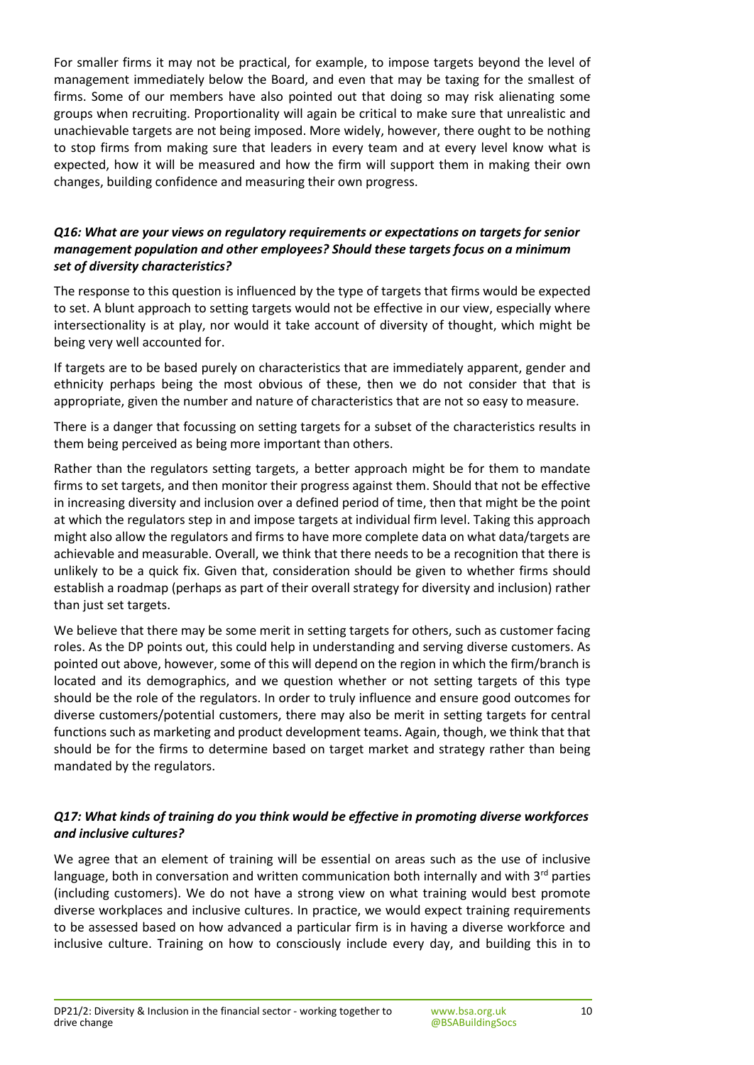For smaller firms it may not be practical, for example, to impose targets beyond the level of management immediately below the Board, and even that may be taxing for the smallest of firms. Some of our members have also pointed out that doing so may risk alienating some groups when recruiting. Proportionality will again be critical to make sure that unrealistic and unachievable targets are not being imposed. More widely, however, there ought to be nothing to stop firms from making sure that leaders in every team and at every level know what is expected, how it will be measured and how the firm will support them in making their own changes, building confidence and measuring their own progress.

***Q16: What are your views on regulatory requirements or expectations on targets for senior management population and other employees? Should these targets focus on a minimum set of diversity characteristics?***

The response to this question is influenced by the type of targets that firms would be expected to set. A blunt approach to setting targets would not be effective in our view, especially where intersectionality is at play, nor would it take account of diversity of thought, which might be being very well accounted for.

If targets are to be based purely on characteristics that are immediately apparent, gender and ethnicity perhaps being the most obvious of these, then we do not consider that that is appropriate, given the number and nature of characteristics that are not so easy to measure.

There is a danger that focussing on setting targets for a subset of the characteristics results in them being perceived as being more important than others.

Rather than the regulators setting targets, a better approach might be for them to mandate firms to set targets, and then monitor their progress against them. Should that not be effective in increasing diversity and inclusion over a defined period of time, then that might be the point at which the regulators step in and impose targets at individual firm level. Taking this approach might also allow the regulators and firms to have more complete data on what data/targets are achievable and measurable. Overall, we think that there needs to be a recognition that there is unlikely to be a quick fix. Given that, consideration should be given to whether firms should establish a roadmap (perhaps as part of their overall strategy for diversity and inclusion) rather than just set targets.

We believe that there may be some merit in setting targets for others, such as customer facing roles. As the DP points out, this could help in understanding and serving diverse customers. As pointed out above, however, some of this will depend on the region in which the firm/branch is located and its demographics, and we question whether or not setting targets of this type should be the role of the regulators. In order to truly influence and ensure good outcomes for diverse customers/potential customers, there may also be merit in setting targets for central functions such as marketing and product development teams. Again, though, we think that that should be for the firms to determine based on target market and strategy rather than being mandated by the regulators.

***Q17: What kinds of training do you think would be effective in promoting diverse workforces and inclusive cultures?***

We agree that an element of training will be essential on areas such as the use of inclusive language, both in conversation and written communication both internally and with 3rd parties (including customers). We do not have a strong view on what training would best promote diverse workplaces and inclusive cultures. In practice, we would expect training requirements to be assessed based on how advanced a particular firm is in having a diverse workforce and inclusive culture. Training on how to consciously include every day, and building this in to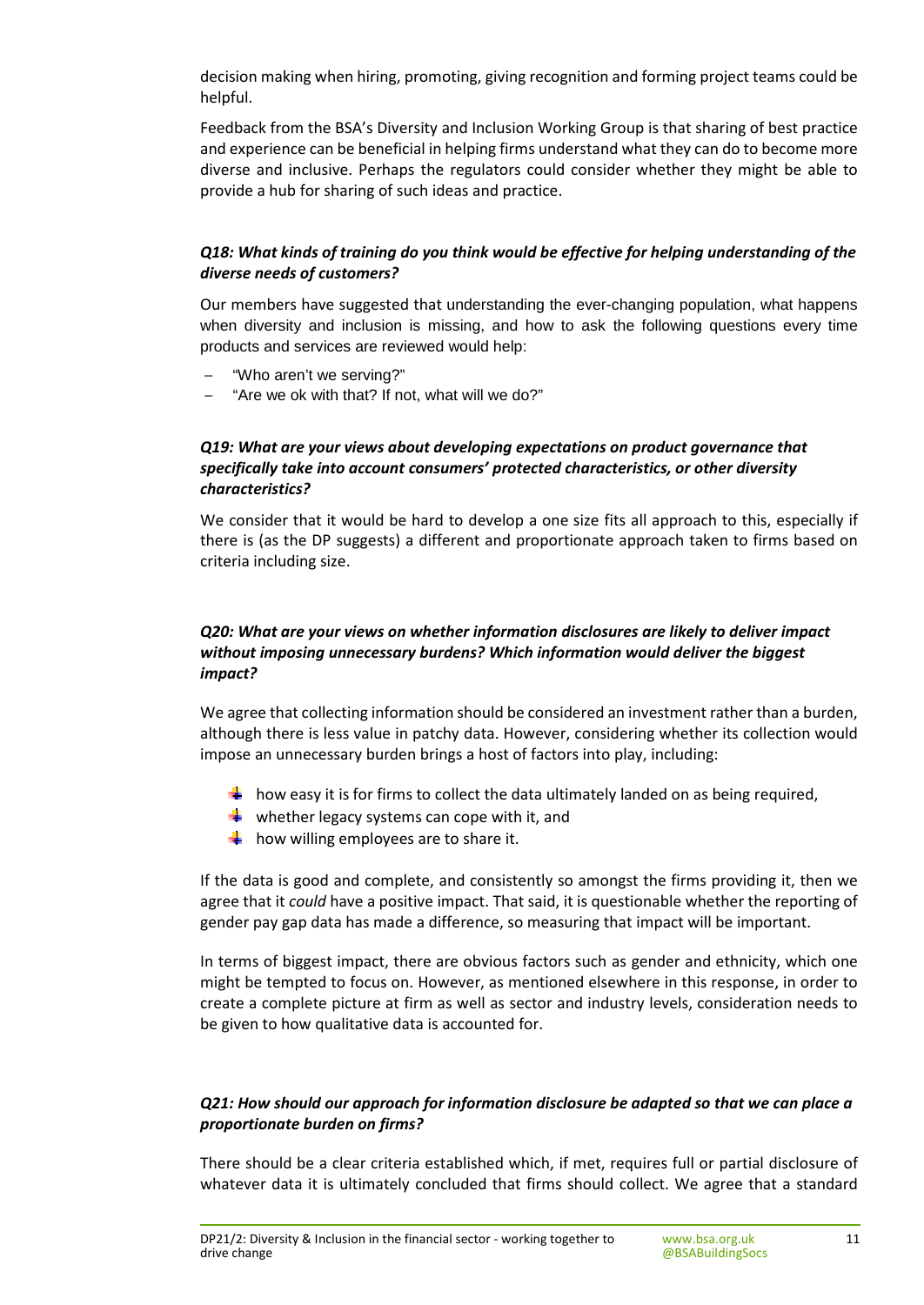decision making when hiring, promoting, giving recognition and forming project teams could be helpful.

Feedback from the BSA's Diversity and Inclusion Working Group is that sharing of best practice and experience can be beneficial in helping firms understand what they can do to become more diverse and inclusive. Perhaps the regulators could consider whether they might be able to provide a hub for sharing of such ideas and practice.

***Q18: What kinds of training do you think would be effective for helping understanding of the diverse needs of customers?***

Our members have suggested that understanding the ever-changing population, what happens when diversity and inclusion is missing, and how to ask the following questions every time products and services are reviewed would help:

- "Who aren't we serving?"
- "Are we ok with that? If not, what will we do?"

***Q19: What are your views about developing expectations on product governance that specifically take into account consumers' protected characteristics, or other diversity characteristics?***

We consider that it would be hard to develop a one size fits all approach to this, especially if there is (as the DP suggests) a different and proportionate approach taken to firms based on criteria including size.

***Q20: What are your views on whether information disclosures are likely to deliver impact without imposing unnecessary burdens? Which information would deliver the biggest impact?***

We agree that collecting information should be considered an investment rather than a burden, although there is less value in patchy data. However, considering whether its collection would impose an unnecessary burden brings a host of factors into play, including:

- how easy it is for firms to collect the data ultimately landed on as being required,
- whether legacy systems can cope with it, and
- how willing employees are to share it.

If the data is good and complete, and consistently so amongst the firms providing it, then we agree that it *could* have a positive impact. That said, it is questionable whether the reporting of gender pay gap data has made a difference, so measuring that impact will be important.

In terms of biggest impact, there are obvious factors such as gender and ethnicity, which one might be tempted to focus on. However, as mentioned elsewhere in this response, in order to create a complete picture at firm as well as sector and industry levels, consideration needs to be given to how qualitative data is accounted for.

***Q21: How should our approach for information disclosure be adapted so that we can place a proportionate burden on firms?***

There should be a clear criteria established which, if met, requires full or partial disclosure of whatever data it is ultimately concluded that firms should collect. We agree that a standard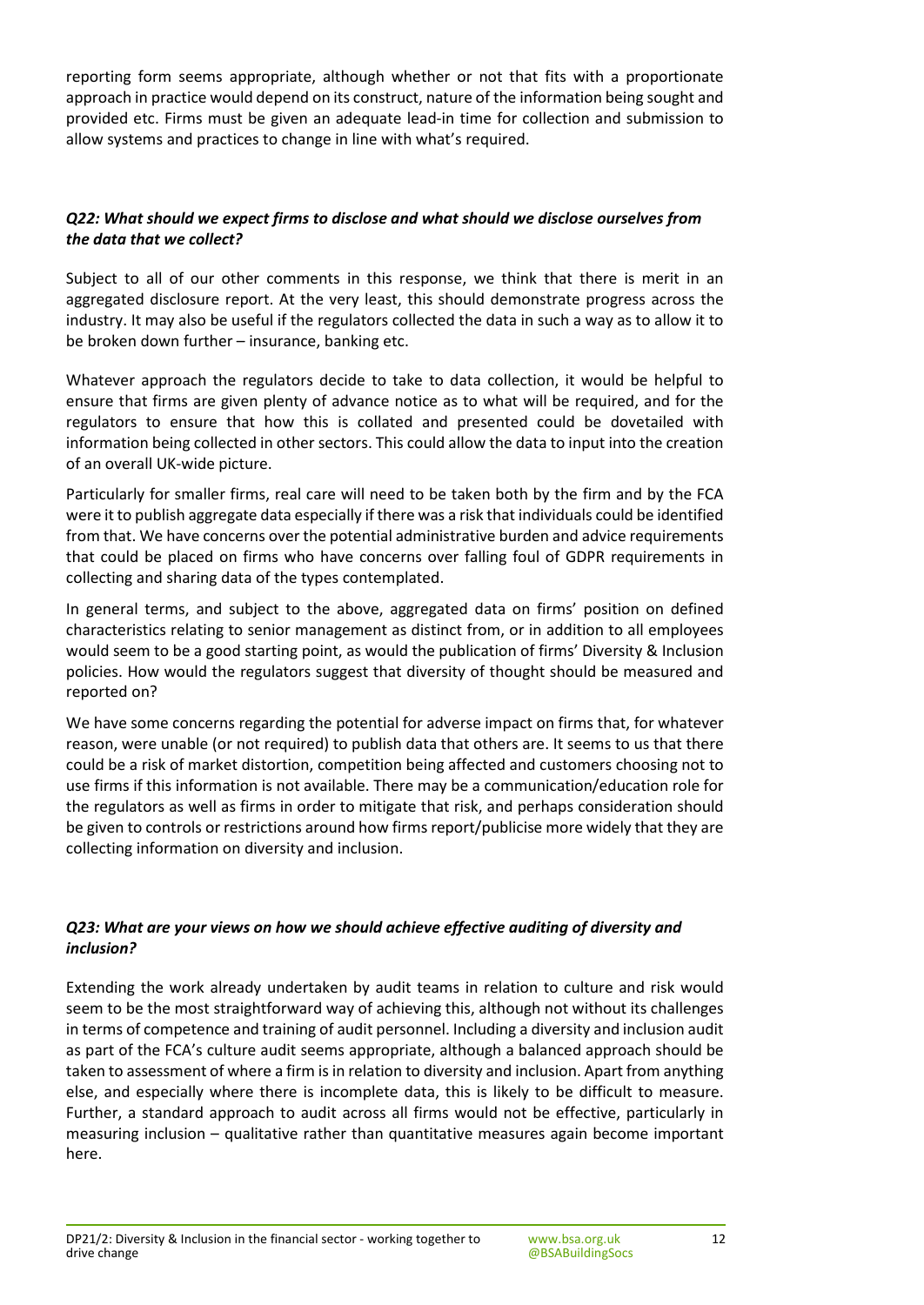reporting form seems appropriate, although whether or not that fits with a proportionate approach in practice would depend on its construct, nature of the information being sought and provided etc. Firms must be given an adequate lead-in time for collection and submission to allow systems and practices to change in line with what's required.

***Q22: What should we expect firms to disclose and what should we disclose ourselves from the data that we collect?***

Subject to all of our other comments in this response, we think that there is merit in an aggregated disclosure report. At the very least, this should demonstrate progress across the industry. It may also be useful if the regulators collected the data in such a way as to allow it to be broken down further – insurance, banking etc.

Whatever approach the regulators decide to take to data collection, it would be helpful to ensure that firms are given plenty of advance notice as to what will be required, and for the regulators to ensure that how this is collated and presented could be dovetailed with information being collected in other sectors. This could allow the data to input into the creation of an overall UK-wide picture.

Particularly for smaller firms, real care will need to be taken both by the firm and by the FCA were it to publish aggregate data especially if there was a risk that individuals could be identified from that. We have concerns over the potential administrative burden and advice requirements that could be placed on firms who have concerns over falling foul of GDPR requirements in collecting and sharing data of the types contemplated.

In general terms, and subject to the above, aggregated data on firms' position on defined characteristics relating to senior management as distinct from, or in addition to all employees would seem to be a good starting point, as would the publication of firms' Diversity & Inclusion policies. How would the regulators suggest that diversity of thought should be measured and reported on?

We have some concerns regarding the potential for adverse impact on firms that, for whatever reason, were unable (or not required) to publish data that others are. It seems to us that there could be a risk of market distortion, competition being affected and customers choosing not to use firms if this information is not available. There may be a communication/education role for the regulators as well as firms in order to mitigate that risk, and perhaps consideration should be given to controls or restrictions around how firms report/publicise more widely that they are collecting information on diversity and inclusion.

***Q23: What are your views on how we should achieve effective auditing of diversity and inclusion?***

Extending the work already undertaken by audit teams in relation to culture and risk would seem to be the most straightforward way of achieving this, although not without its challenges in terms of competence and training of audit personnel. Including a diversity and inclusion audit as part of the FCA's culture audit seems appropriate, although a balanced approach should be taken to assessment of where a firm is in relation to diversity and inclusion. Apart from anything else, and especially where there is incomplete data, this is likely to be difficult to measure. Further, a standard approach to audit across all firms would not be effective, particularly in measuring inclusion – qualitative rather than quantitative measures again become important here.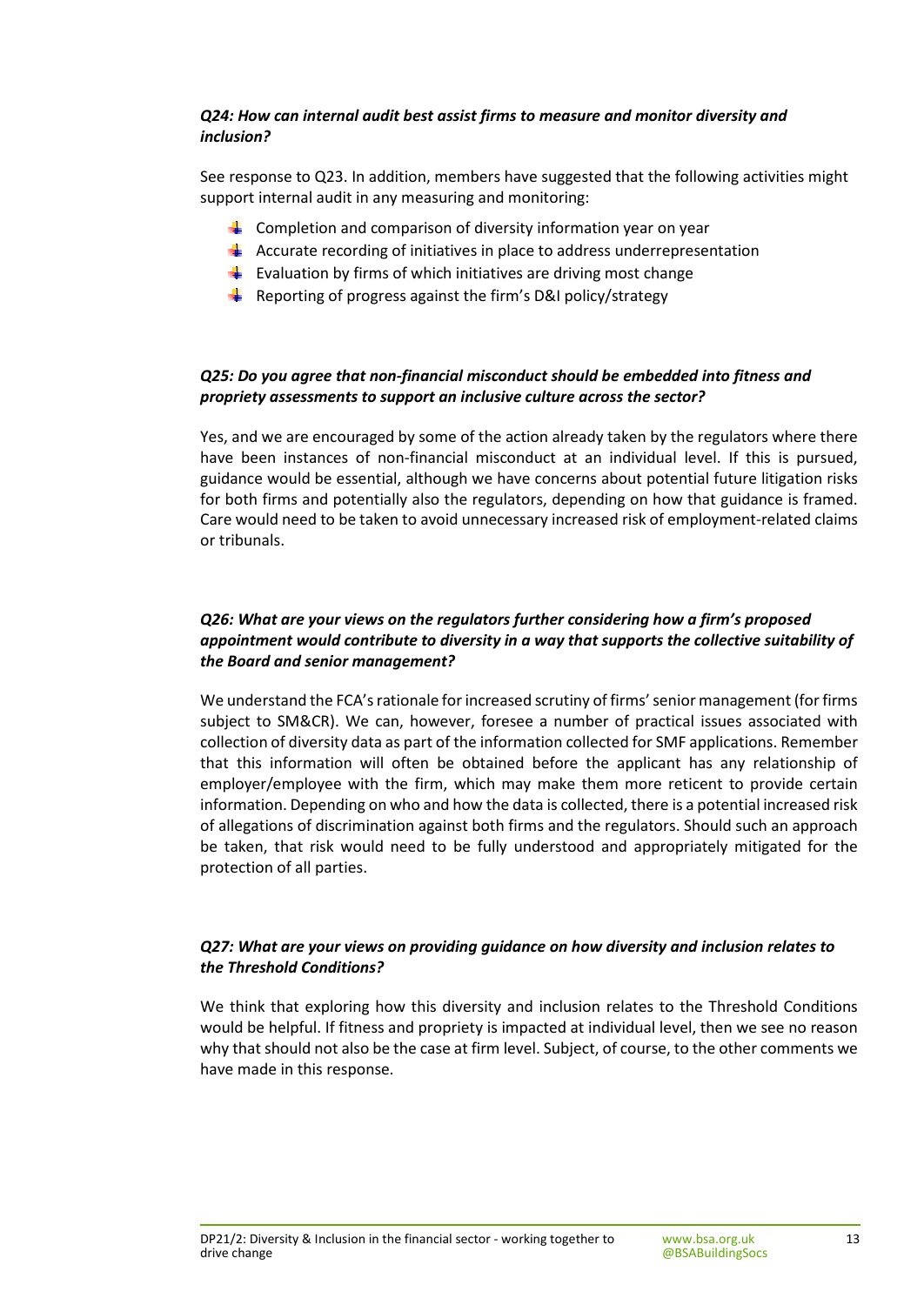***Q24: How can internal audit best assist firms to measure and monitor diversity and inclusion?***

See response to Q23. In addition, members have suggested that the following activities might support internal audit in any measuring and monitoring:

- Completion and comparison of diversity information year on year
- Accurate recording of initiatives in place to address underrepresentation
- Evaluation by firms of which initiatives are driving most change
- Reporting of progress against the firm's D&I policy/strategy

***Q25: Do you agree that non-financial misconduct should be embedded into fitness and propriety assessments to support an inclusive culture across the sector?***

Yes, and we are encouraged by some of the action already taken by the regulators where there have been instances of non-financial misconduct at an individual level. If this is pursued, guidance would be essential, although we have concerns about potential future litigation risks for both firms and potentially also the regulators, depending on how that guidance is framed. Care would need to be taken to avoid unnecessary increased risk of employment-related claims or tribunals.

***Q26: What are your views on the regulators further considering how a firm's proposed appointment would contribute to diversity in a way that supports the collective suitability of the Board and senior management?***

We understand the FCA's rationale for increased scrutiny of firms' senior management (for firms subject to SM&CR). We can, however, foresee a number of practical issues associated with collection of diversity data as part of the information collected for SMF applications. Remember that this information will often be obtained before the applicant has any relationship of employer/employee with the firm, which may make them more reticent to provide certain information. Depending on who and how the data is collected, there is a potential increased risk of allegations of discrimination against both firms and the regulators. Should such an approach be taken, that risk would need to be fully understood and appropriately mitigated for the protection of all parties.

***Q27: What are your views on providing guidance on how diversity and inclusion relates to the Threshold Conditions?***

We think that exploring how this diversity and inclusion relates to the Threshold Conditions would be helpful. If fitness and propriety is impacted at individual level, then we see no reason why that should not also be the case at firm level. Subject, of course, to the other comments we have made in this response.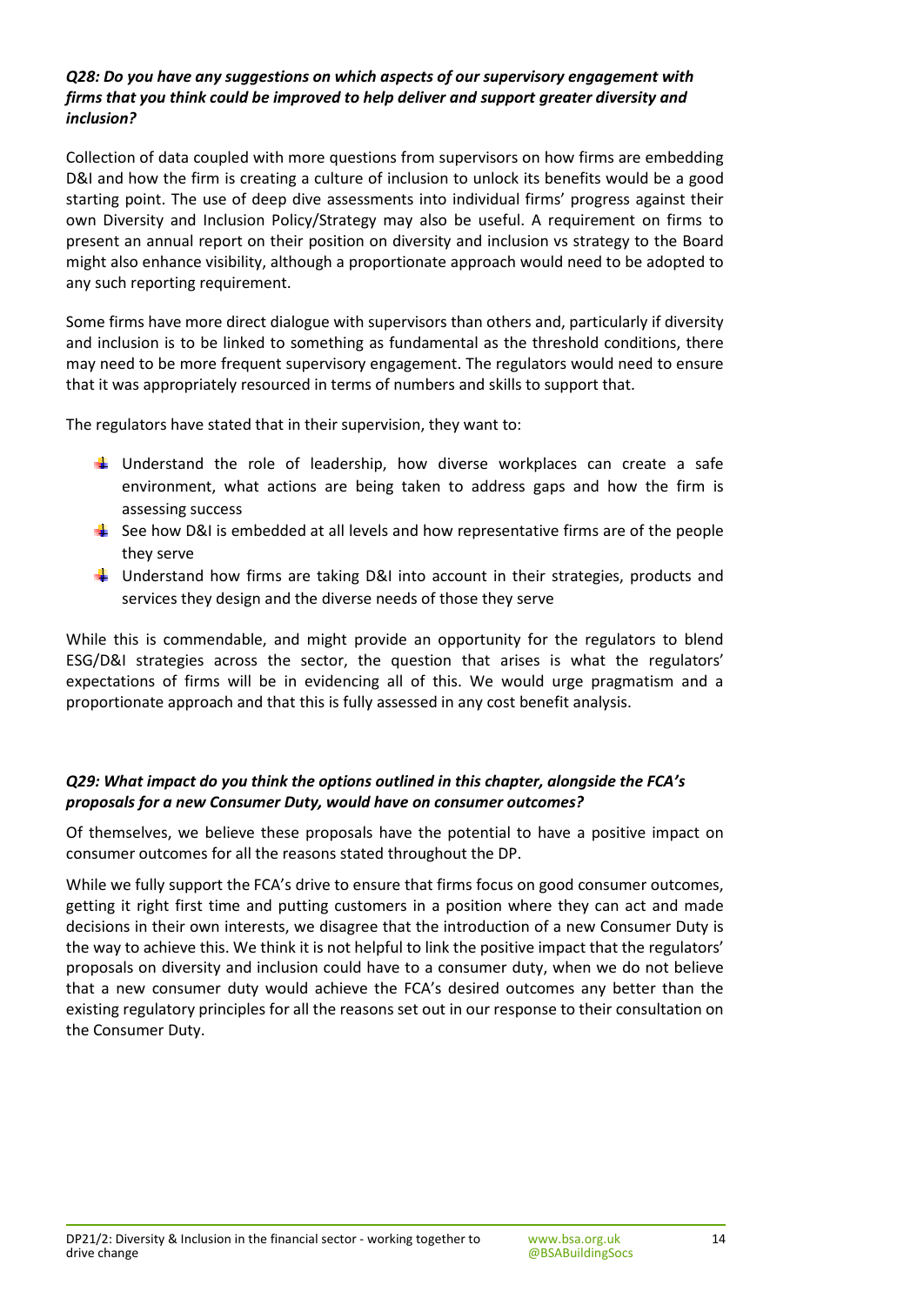***Q28: Do you have any suggestions on which aspects of our supervisory engagement with firms that you think could be improved to help deliver and support greater diversity and inclusion?***

Collection of data coupled with more questions from supervisors on how firms are embedding D&I and how the firm is creating a culture of inclusion to unlock its benefits would be a good starting point. The use of deep dive assessments into individual firms' progress against their own Diversity and Inclusion Policy/Strategy may also be useful. A requirement on firms to present an annual report on their position on diversity and inclusion vs strategy to the Board might also enhance visibility, although a proportionate approach would need to be adopted to any such reporting requirement.

Some firms have more direct dialogue with supervisors than others and, particularly if diversity and inclusion is to be linked to something as fundamental as the threshold conditions, there may need to be more frequent supervisory engagement. The regulators would need to ensure that it was appropriately resourced in terms of numbers and skills to support that.

The regulators have stated that in their supervision, they want to:

- Understand the role of leadership, how diverse workplaces can create a safe environment, what actions are being taken to address gaps and how the firm is assessing success
- See how D&I is embedded at all levels and how representative firms are of the people they serve
- Understand how firms are taking D&I into account in their strategies, products and services they design and the diverse needs of those they serve

While this is commendable, and might provide an opportunity for the regulators to blend ESG/D&I strategies across the sector, the question that arises is what the regulators' expectations of firms will be in evidencing all of this. We would urge pragmatism and a proportionate approach and that this is fully assessed in any cost benefit analysis.

***Q29: What impact do you think the options outlined in this chapter, alongside the FCA's proposals for a new Consumer Duty, would have on consumer outcomes?***

Of themselves, we believe these proposals have the potential to have a positive impact on consumer outcomes for all the reasons stated throughout the DP.

While we fully support the FCA's drive to ensure that firms focus on good consumer outcomes, getting it right first time and putting customers in a position where they can act and made decisions in their own interests, we disagree that the introduction of a new Consumer Duty is the way to achieve this. We think it is not helpful to link the positive impact that the regulators' proposals on diversity and inclusion could have to a consumer duty, when we do not believe that a new consumer duty would achieve the FCA's desired outcomes any better than the existing regulatory principles for all the reasons set out in our response to their consultation on the Consumer Duty.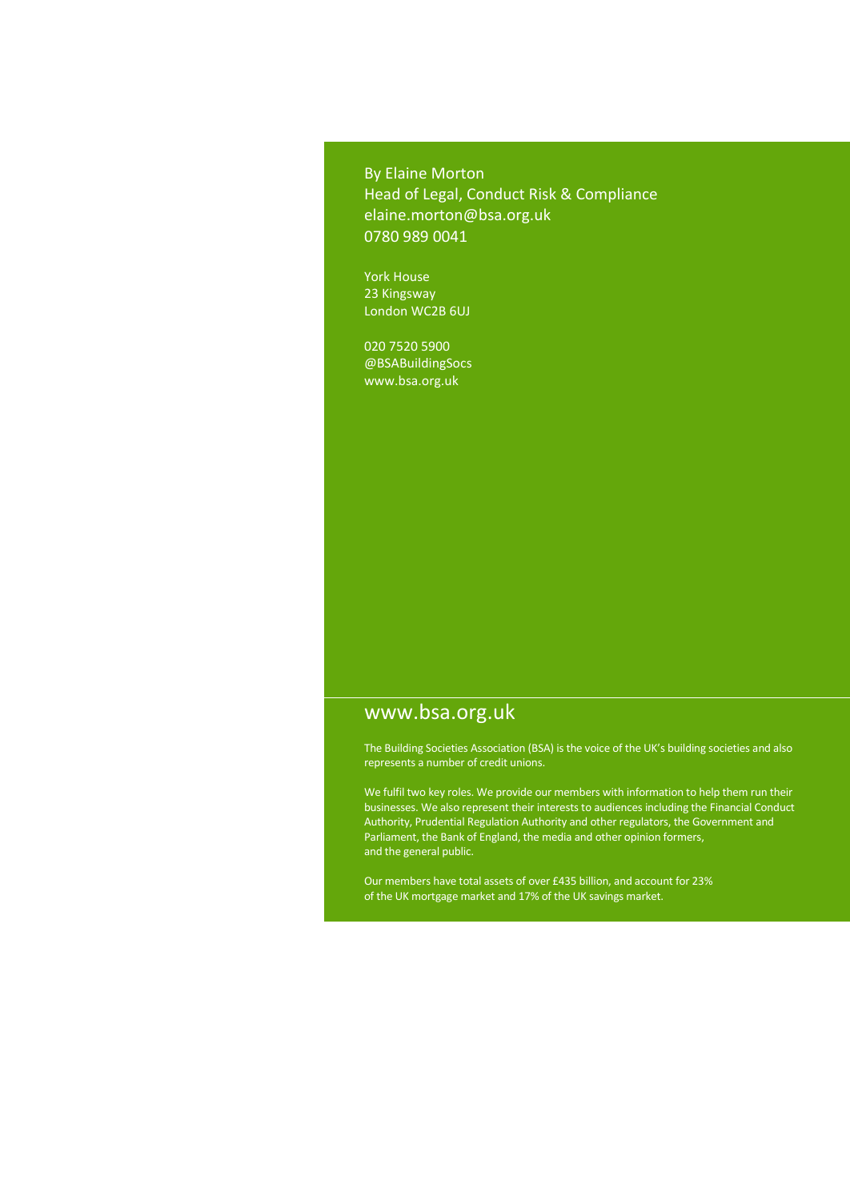By Elaine Morton
Head of Legal, Conduct Risk & Compliance
elaine.morton@bsa.org.uk
0780 989 0041

York House
23 Kingsway
London WC2B 6UJ

020 7520 5900
@BSABuildingSocs
www.bsa.org.uk

## www.bsa.org.uk

The Building Societies Association (BSA) is the voice of the UK's building societies and also represents a number of credit unions.

We fulfil two key roles. We provide our members with information to help them run their businesses. We also represent their interests to audiences including the Financial Conduct Authority, Prudential Regulation Authority and other regulators, the Government and Parliament, the Bank of England, the media and other opinion formers, and the general public.

Our members have total assets of over £435 billion, and account for 23% of the UK mortgage market and 17% of the UK savings market.